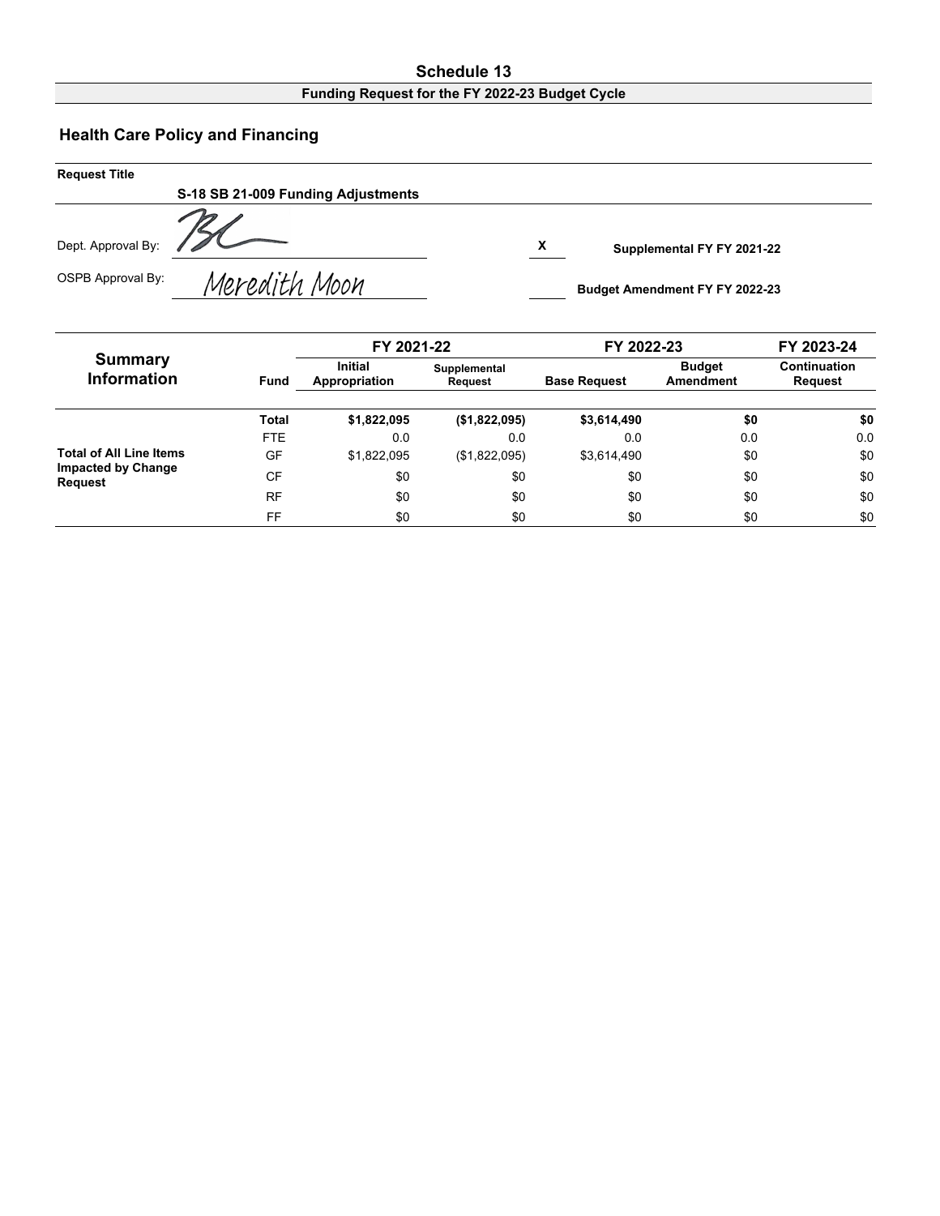# Schedule 13

**Funding Request for the FY 2022-23 Budget Cycle**

## Health Care Policy and Financing

**Request Title**

**S-18 SB 21-009 Funding Adjustments**

Dept. Approval By: BL

OSPB Approval By: Meredith Moon

X **Supplemental FY FY 2021-22**

**Budget Amendment FY FY 2022-23**

| Summary Information | Fund | FY 2021-22 | | FY 2022-23 | | FY 2023-24 |
|---|---|---|---|---|---|---|
| | | Initial Appropriation | Supplemental Request | Base Request | Budget Amendment | Continuation Request |
| | **Total** | **$1,822,095** | **($1,822,095)** | **$3,614,490** | **$0** | **$0** |
| | FTE | 0.0 | 0.0 | 0.0 | 0.0 | 0.0 |
| **Total of All Line Items Impacted by Change Request** | GF | $1,822,095 | ($1,822,095) | $3,614,490 | $0 | $0 |
| | CF | $0 | $0 | $0 | $0 | $0 |
| | RF | $0 | $0 | $0 | $0 | $0 |
| | FF | $0 | $0 | $0 | $0 | $0 |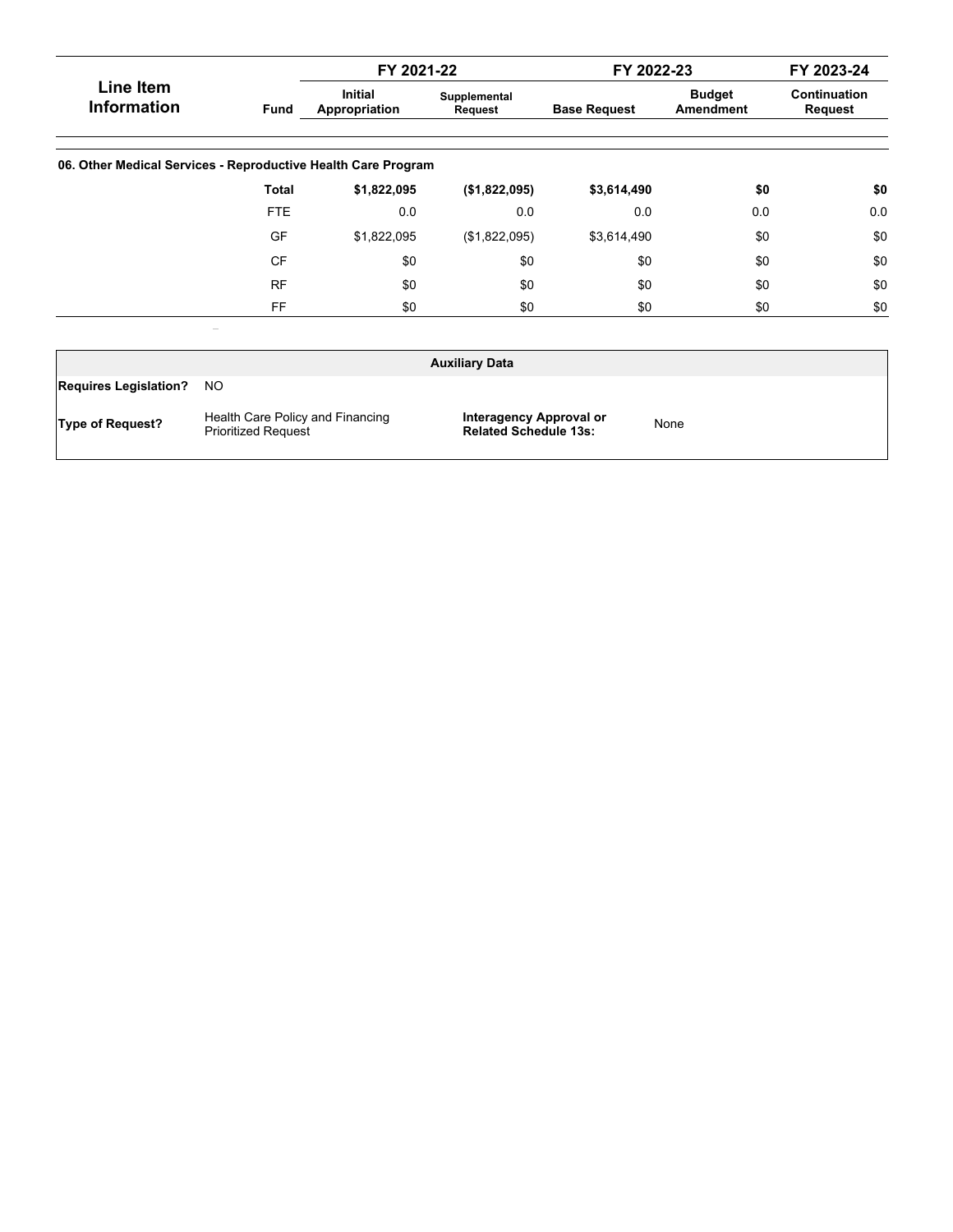| Line Item Information | Fund | FY 2021-22 | | FY 2022-23 | | FY 2023-24 |
|---|---|---|---|---|---|---|
| | | Initial Appropriation | Supplemental Request | Base Request | Budget Amendment | Continuation Request |
| **06. Other Medical Services - Reproductive Health Care Program** | | | | | | |
| | **Total** | **$1,822,095** | **($1,822,095)** | **$3,614,490** | **$0** | **$0** |
| | FTE | 0.0 | 0.0 | 0.0 | 0.0 | 0.0 |
| | GF | $1,822,095 | ($1,822,095) | $3,614,490 | $0 | $0 |
| | CF | $0 | $0 | $0 | $0 | $0 |
| | RF | $0 | $0 | $0 | $0 | $0 |
| | FF | $0 | $0 | $0 | $0 | $0 |

| Auxiliary Data | | | |
|---|---|---|---|
| **Requires Legislation?** | NO | | |
| **Type of Request?** | Health Care Policy and Financing Prioritized Request | **Interagency Approval or Related Schedule 13s:** | None |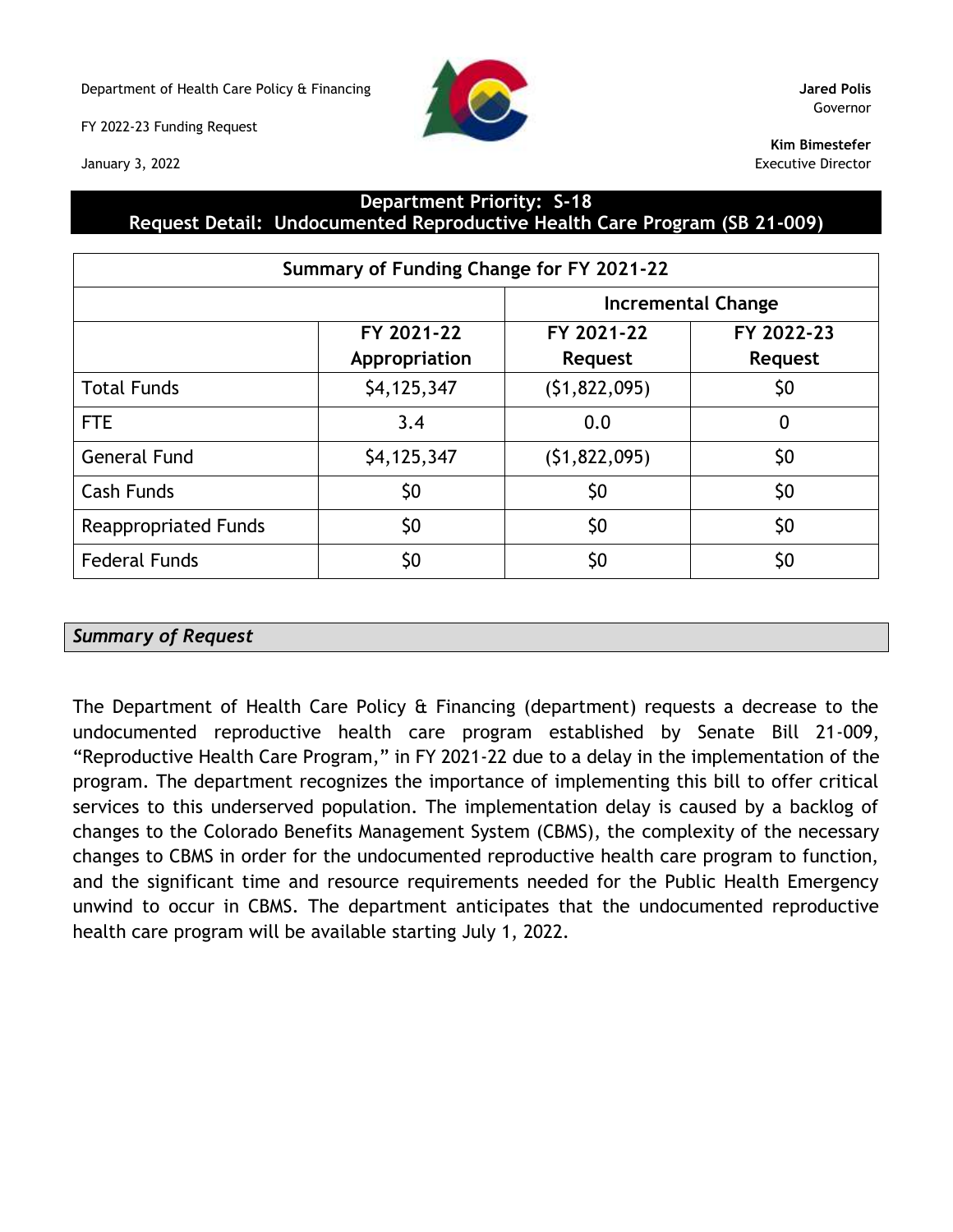Department of Health Care Policy & Financing

FY 2022-23 Funding Request

January 3, 2022

**Jared Polis**
Governor

**Kim Bimestefer**
Executive Director

## Department Priority: S-18
## Request Detail: Undocumented Reproductive Health Care Program (SB 21-009)

| Summary of Funding Change for FY 2021-22 | | | |
|---|---|---|---|
| | | Incremental Change | |
| | FY 2021-22 Appropriation | FY 2021-22 Request | FY 2022-23 Request |
| Total Funds | $4,125,347 | ($1,822,095) | $0 |
| FTE | 3.4 | 0.0 | 0 |
| General Fund | $4,125,347 | ($1,822,095) | $0 |
| Cash Funds | $0 | $0 | $0 |
| Reappropriated Funds | $0 | $0 | $0 |
| Federal Funds | $0 | $0 | $0 |

### *Summary of Request*

The Department of Health Care Policy & Financing (department) requests a decrease to the undocumented reproductive health care program established by Senate Bill 21-009, "Reproductive Health Care Program," in FY 2021-22 due to a delay in the implementation of the program. The department recognizes the importance of implementing this bill to offer critical services to this underserved population. The implementation delay is caused by a backlog of changes to the Colorado Benefits Management System (CBMS), the complexity of the necessary changes to CBMS in order for the undocumented reproductive health care program to function, and the significant time and resource requirements needed for the Public Health Emergency unwind to occur in CBMS. The department anticipates that the undocumented reproductive health care program will be available starting July 1, 2022.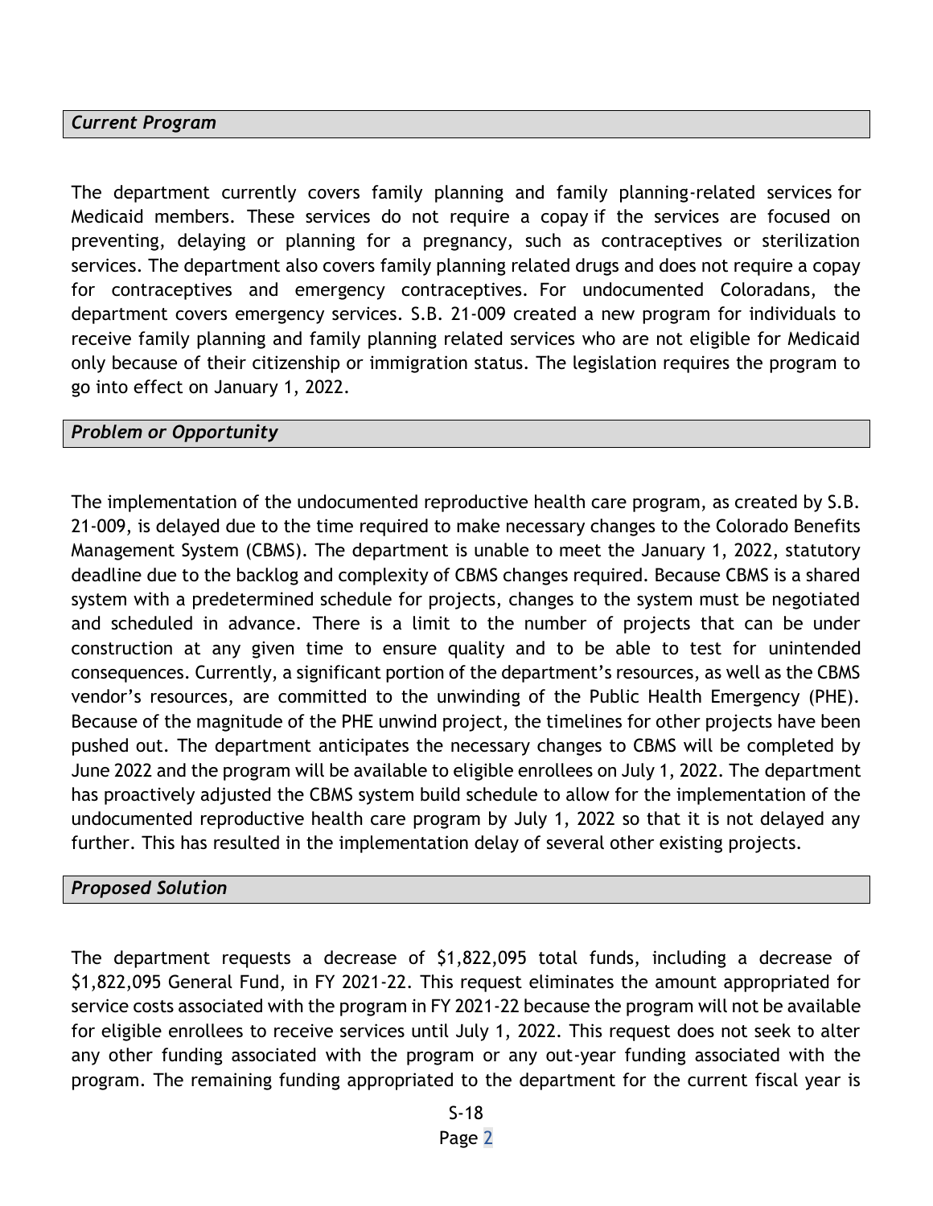### *Current Program*

The department currently covers family planning and family planning-related services for Medicaid members. These services do not require a copay if the services are focused on preventing, delaying or planning for a pregnancy, such as contraceptives or sterilization services. The department also covers family planning related drugs and does not require a copay for contraceptives and emergency contraceptives. For undocumented Coloradans, the department covers emergency services. S.B. 21-009 created a new program for individuals to receive family planning and family planning related services who are not eligible for Medicaid only because of their citizenship or immigration status. The legislation requires the program to go into effect on January 1, 2022.

### *Problem or Opportunity*

The implementation of the undocumented reproductive health care program, as created by S.B. 21-009, is delayed due to the time required to make necessary changes to the Colorado Benefits Management System (CBMS). The department is unable to meet the January 1, 2022, statutory deadline due to the backlog and complexity of CBMS changes required. Because CBMS is a shared system with a predetermined schedule for projects, changes to the system must be negotiated and scheduled in advance. There is a limit to the number of projects that can be under construction at any given time to ensure quality and to be able to test for unintended consequences. Currently, a significant portion of the department's resources, as well as the CBMS vendor's resources, are committed to the unwinding of the Public Health Emergency (PHE). Because of the magnitude of the PHE unwind project, the timelines for other projects have been pushed out. The department anticipates the necessary changes to CBMS will be completed by June 2022 and the program will be available to eligible enrollees on July 1, 2022. The department has proactively adjusted the CBMS system build schedule to allow for the implementation of the undocumented reproductive health care program by July 1, 2022 so that it is not delayed any further. This has resulted in the implementation delay of several other existing projects.

### *Proposed Solution*

The department requests a decrease of $1,822,095 total funds, including a decrease of $1,822,095 General Fund, in FY 2021-22. This request eliminates the amount appropriated for service costs associated with the program in FY 2021-22 because the program will not be available for eligible enrollees to receive services until July 1, 2022. This request does not seek to alter any other funding associated with the program or any out-year funding associated with the program. The remaining funding appropriated to the department for the current fiscal year is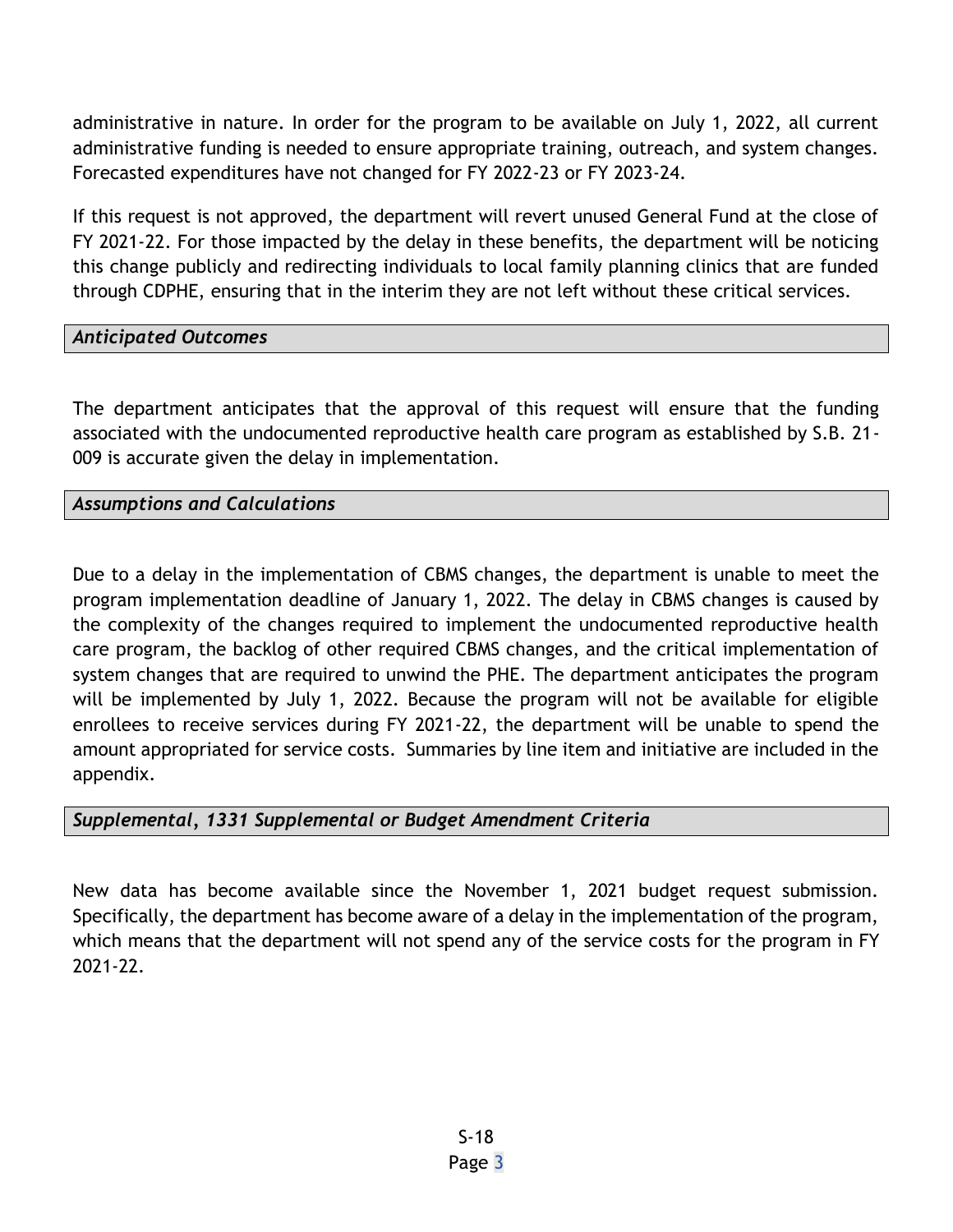administrative in nature. In order for the program to be available on July 1, 2022, all current administrative funding is needed to ensure appropriate training, outreach, and system changes. Forecasted expenditures have not changed for FY 2022-23 or FY 2023-24.

If this request is not approved, the department will revert unused General Fund at the close of FY 2021-22. For those impacted by the delay in these benefits, the department will be noticing this change publicly and redirecting individuals to local family planning clinics that are funded through CDPHE, ensuring that in the interim they are not left without these critical services.

### *Anticipated Outcomes*

The department anticipates that the approval of this request will ensure that the funding associated with the undocumented reproductive health care program as established by S.B. 21-009 is accurate given the delay in implementation.

### *Assumptions and Calculations*

Due to a delay in the implementation of CBMS changes, the department is unable to meet the program implementation deadline of January 1, 2022. The delay in CBMS changes is caused by the complexity of the changes required to implement the undocumented reproductive health care program, the backlog of other required CBMS changes, and the critical implementation of system changes that are required to unwind the PHE. The department anticipates the program will be implemented by July 1, 2022. Because the program will not be available for eligible enrollees to receive services during FY 2021-22, the department will be unable to spend the amount appropriated for service costs. Summaries by line item and initiative are included in the appendix.

### *Supplemental, 1331 Supplemental or Budget Amendment Criteria*

New data has become available since the November 1, 2021 budget request submission. Specifically, the department has become aware of a delay in the implementation of the program, which means that the department will not spend any of the service costs for the program in FY 2021-22.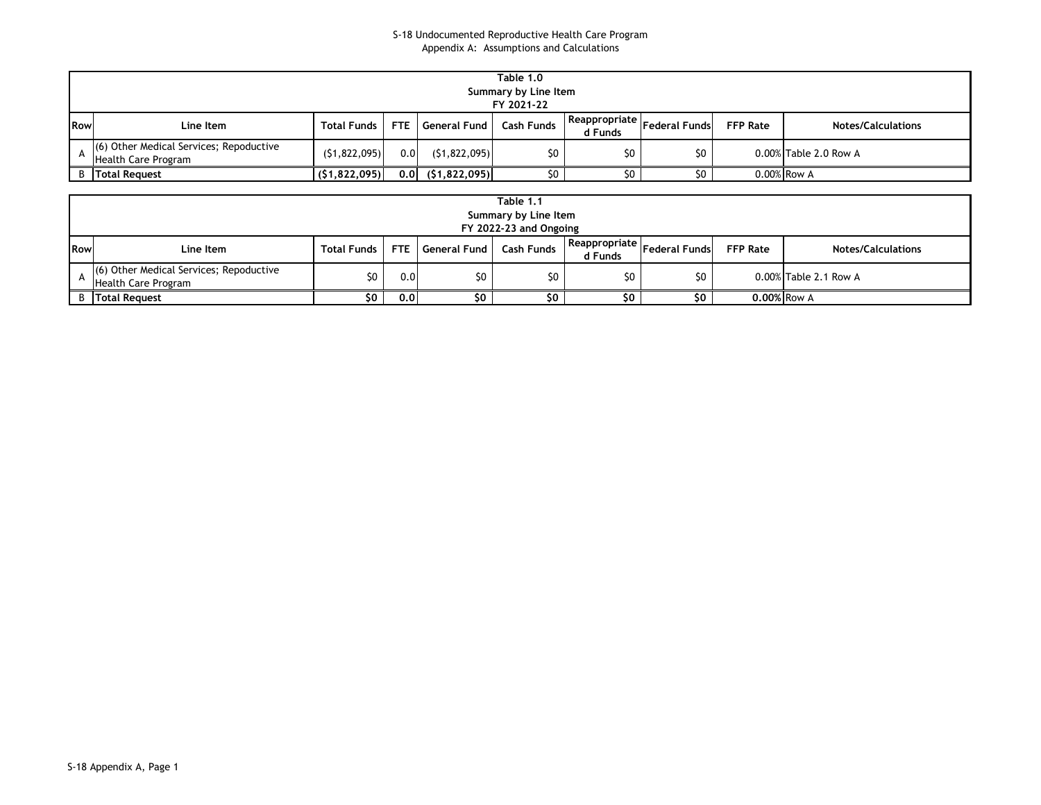S-18 Undocumented Reproductive Health Care Program
Appendix A: Assumptions and Calculations

| Table 1.0<br>Summary by Line Item<br>FY 2021-22 | | | | | | | | | |
|---|---|---|---|---|---|---|---|---|---|
| **Row** | **Line Item** | **Total Funds** | **FTE** | **General Fund** | **Cash Funds** | **Reappropriated Funds** | **Federal Funds** | **FFP Rate** | **Notes/Calculations** |
| A | (6) Other Medical Services; Repoductive Health Care Program | ($1,822,095) | 0.0 | ($1,822,095) | $0 | $0 | $0 | 0.00% | Table 2.0 Row A |
| B | **Total Request** | **($1,822,095)** | **0.0** | **($1,822,095)** | $0 | $0 | $0 | 0.00% | Row A |

| Table 1.1<br>Summary by Line Item<br>FY 2022-23 and Ongoing | | | | | | | | | |
|---|---|---|---|---|---|---|---|---|---|
| **Row** | **Line Item** | **Total Funds** | **FTE** | **General Fund** | **Cash Funds** | **Reappropriated Funds** | **Federal Funds** | **FFP Rate** | **Notes/Calculations** |
| A | (6) Other Medical Services; Repoductive Health Care Program | $0 | 0.0 | $0 | $0 | $0 | $0 | 0.00% | Table 2.1 Row A |
| B | **Total Request** | **$0** | **0.0** | **$0** | **$0** | **$0** | **$0** | **0.00%** | Row A |

S-18 Appendix A, Page 1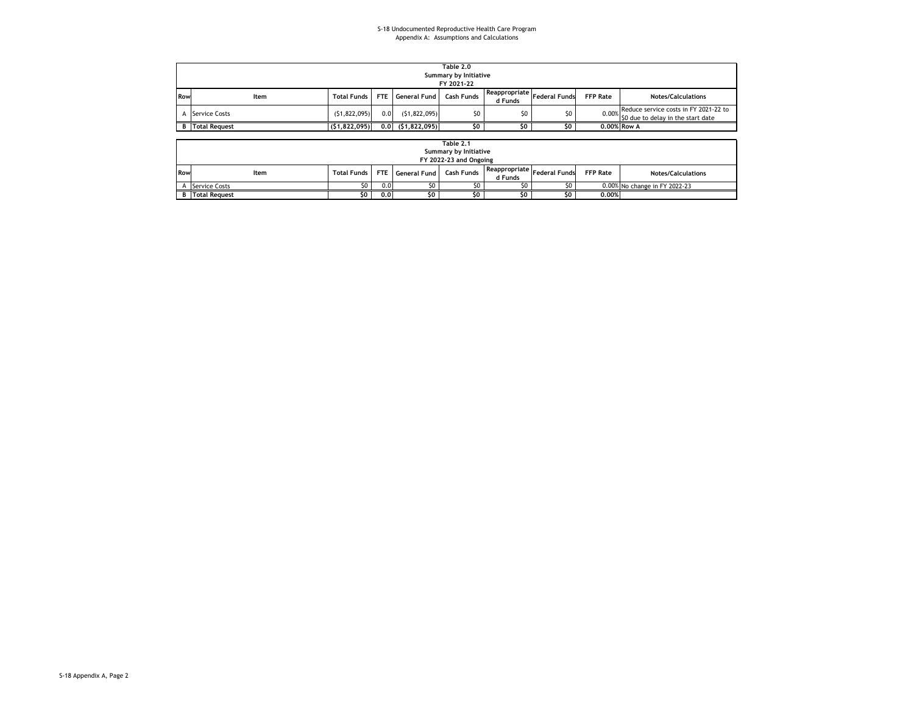S-18 Undocumented Reproductive Health Care Program
Appendix A: Assumptions and Calculations

| Table 2.0 Summary by Initiative FY 2021-22 | | | | | | | | | |
|---|---|---|---|---|---|---|---|---|---|
| Row | Item | Total Funds | FTE | General Fund | Cash Funds | Reappropriated Funds | Federal Funds | FFP Rate | Notes/Calculations |
| A | Service Costs | ($1,822,095) | 0.0 | ($1,822,095) | $0 | $0 | $0 | 0.00% | Reduce service costs in FY 2021-22 to $0 due to delay in the start date |
| **B** | **Total Request** | **($1,822,095)** | **0.0** | **($1,822,095)** | **$0** | **$0** | **$0** | **0.00%** | **Row A** |

| Table 2.1 Summary by Initiative FY 2022-23 and Ongoing | | | | | | | | | |
|---|---|---|---|---|---|---|---|---|---|
| Row | Item | Total Funds | FTE | General Fund | Cash Funds | Reappropriated Funds | Federal Funds | FFP Rate | Notes/Calculations |
| A | Service Costs | $0 | 0.0 | $0 | $0 | $0 | $0 | 0.00% | No change in FY 2022-23 |
| **B** | **Total Request** | **$0** | **0.0** | **$0** | **$0** | **$0** | **$0** | **0.00%** | |

S-18 Appendix A, Page 2